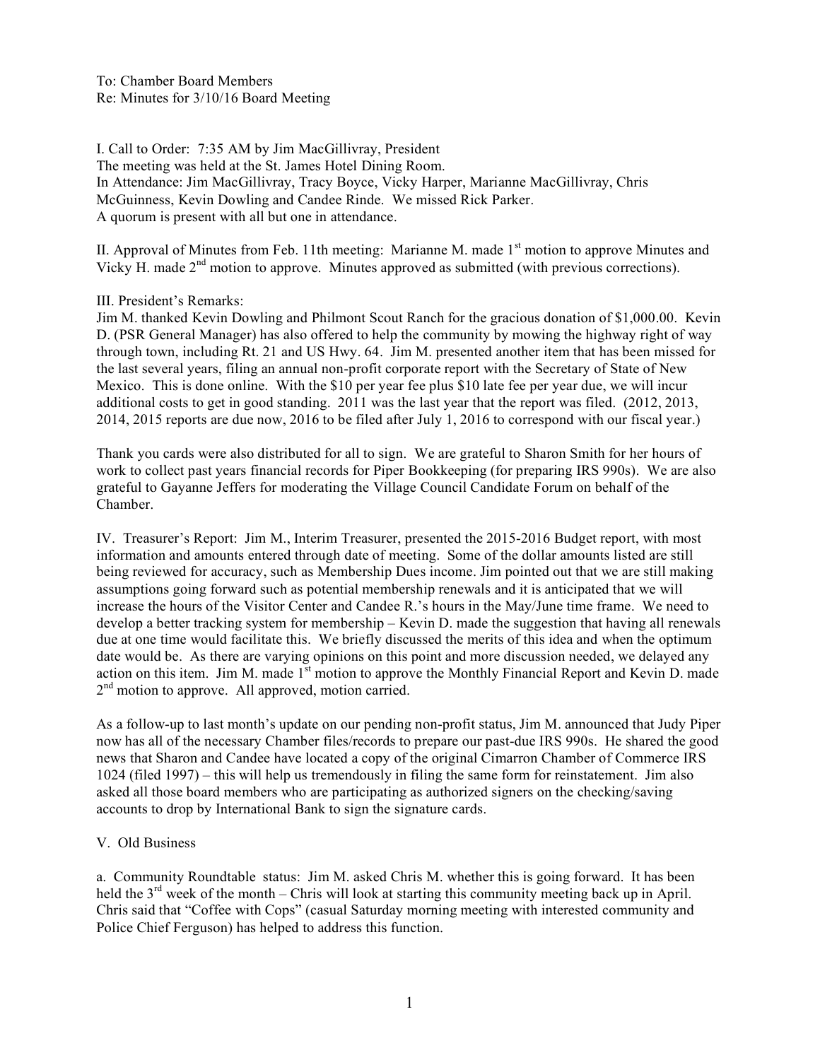To: Chamber Board Members
Re: Minutes for 3/10/16 Board Meeting

I. Call to Order: 7:35 AM by Jim MacGillivray, President
The meeting was held at the St. James Hotel Dining Room.
In Attendance: Jim MacGillivray, Tracy Boyce, Vicky Harper, Marianne MacGillivray, Chris McGuinness, Kevin Dowling and Candee Rinde. We missed Rick Parker.
A quorum is present with all but one in attendance.

II. Approval of Minutes from Feb. 11th meeting: Marianne M. made 1st motion to approve Minutes and Vicky H. made 2nd motion to approve. Minutes approved as submitted (with previous corrections).

III. President's Remarks:
Jim M. thanked Kevin Dowling and Philmont Scout Ranch for the gracious donation of $1,000.00. Kevin D. (PSR General Manager) has also offered to help the community by mowing the highway right of way through town, including Rt. 21 and US Hwy. 64. Jim M. presented another item that has been missed for the last several years, filing an annual non-profit corporate report with the Secretary of State of New Mexico. This is done online. With the $10 per year fee plus $10 late fee per year due, we will incur additional costs to get in good standing. 2011 was the last year that the report was filed. (2012, 2013, 2014, 2015 reports are due now, 2016 to be filed after July 1, 2016 to correspond with our fiscal year.)

Thank you cards were also distributed for all to sign. We are grateful to Sharon Smith for her hours of work to collect past years financial records for Piper Bookkeeping (for preparing IRS 990s). We are also grateful to Gayanne Jeffers for moderating the Village Council Candidate Forum on behalf of the Chamber.

IV. Treasurer's Report: Jim M., Interim Treasurer, presented the 2015-2016 Budget report, with most information and amounts entered through date of meeting. Some of the dollar amounts listed are still being reviewed for accuracy, such as Membership Dues income. Jim pointed out that we are still making assumptions going forward such as potential membership renewals and it is anticipated that we will increase the hours of the Visitor Center and Candee R.'s hours in the May/June time frame. We need to develop a better tracking system for membership – Kevin D. made the suggestion that having all renewals due at one time would facilitate this. We briefly discussed the merits of this idea and when the optimum date would be. As there are varying opinions on this point and more discussion needed, we delayed any action on this item. Jim M. made 1st motion to approve the Monthly Financial Report and Kevin D. made 2nd motion to approve. All approved, motion carried.

As a follow-up to last month's update on our pending non-profit status, Jim M. announced that Judy Piper now has all of the necessary Chamber files/records to prepare our past-due IRS 990s. He shared the good news that Sharon and Candee have located a copy of the original Cimarron Chamber of Commerce IRS 1024 (filed 1997) – this will help us tremendously in filing the same form for reinstatement. Jim also asked all those board members who are participating as authorized signers on the checking/saving accounts to drop by International Bank to sign the signature cards.

V. Old Business

a. Community Roundtable status: Jim M. asked Chris M. whether this is going forward. It has been held the 3rd week of the month – Chris will look at starting this community meeting back up in April. Chris said that "Coffee with Cops" (casual Saturday morning meeting with interested community and Police Chief Ferguson) has helped to address this function.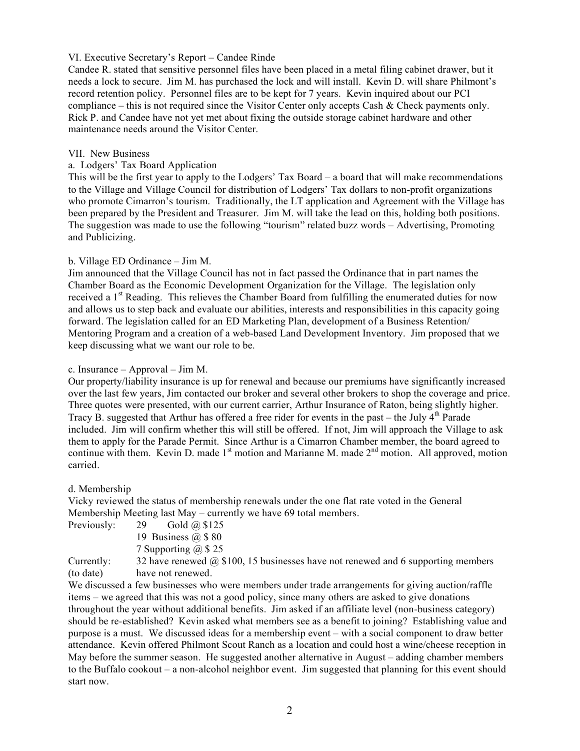VI. Executive Secretary's Report – Candee Rinde

Candee R. stated that sensitive personnel files have been placed in a metal filing cabinet drawer, but it needs a lock to secure. Jim M. has purchased the lock and will install. Kevin D. will share Philmont's record retention policy. Personnel files are to be kept for 7 years. Kevin inquired about our PCI compliance – this is not required since the Visitor Center only accepts Cash & Check payments only. Rick P. and Candee have not yet met about fixing the outside storage cabinet hardware and other maintenance needs around the Visitor Center.

VII. New Business

a. Lodgers' Tax Board Application

This will be the first year to apply to the Lodgers' Tax Board – a board that will make recommendations to the Village and Village Council for distribution of Lodgers' Tax dollars to non-profit organizations who promote Cimarron's tourism. Traditionally, the LT application and Agreement with the Village has been prepared by the President and Treasurer. Jim M. will take the lead on this, holding both positions. The suggestion was made to use the following "tourism" related buzz words – Advertising, Promoting and Publicizing.

b. Village ED Ordinance – Jim M.

Jim announced that the Village Council has not in fact passed the Ordinance that in part names the Chamber Board as the Economic Development Organization for the Village. The legislation only received a 1st Reading. This relieves the Chamber Board from fulfilling the enumerated duties for now and allows us to step back and evaluate our abilities, interests and responsibilities in this capacity going forward. The legislation called for an ED Marketing Plan, development of a Business Retention/ Mentoring Program and a creation of a web-based Land Development Inventory. Jim proposed that we keep discussing what we want our role to be.

c. Insurance – Approval – Jim M.

Our property/liability insurance is up for renewal and because our premiums have significantly increased over the last few years, Jim contacted our broker and several other brokers to shop the coverage and price. Three quotes were presented, with our current carrier, Arthur Insurance of Raton, being slightly higher. Tracy B. suggested that Arthur has offered a free rider for events in the past – the July 4th Parade included. Jim will confirm whether this will still be offered. If not, Jim will approach the Village to ask them to apply for the Parade Permit. Since Arthur is a Cimarron Chamber member, the board agreed to continue with them. Kevin D. made 1st motion and Marianne M. made 2nd motion. All approved, motion carried.

d. Membership

Vicky reviewed the status of membership renewals under the one flat rate voted in the General Membership Meeting last May – currently we have 69 total members.

Previously: 29 Gold @ $125
19 Business @ $ 80
7 Supporting @ $ 25

Currently: (to date) 32 have renewed @ $100, 15 businesses have not renewed and 6 supporting members have not renewed.

We discussed a few businesses who were members under trade arrangements for giving auction/raffle items – we agreed that this was not a good policy, since many others are asked to give donations throughout the year without additional benefits. Jim asked if an affiliate level (non-business category) should be re-established? Kevin asked what members see as a benefit to joining? Establishing value and purpose is a must. We discussed ideas for a membership event – with a social component to draw better attendance. Kevin offered Philmont Scout Ranch as a location and could host a wine/cheese reception in May before the summer season. He suggested another alternative in August – adding chamber members to the Buffalo cookout – a non-alcohol neighbor event. Jim suggested that planning for this event should start now.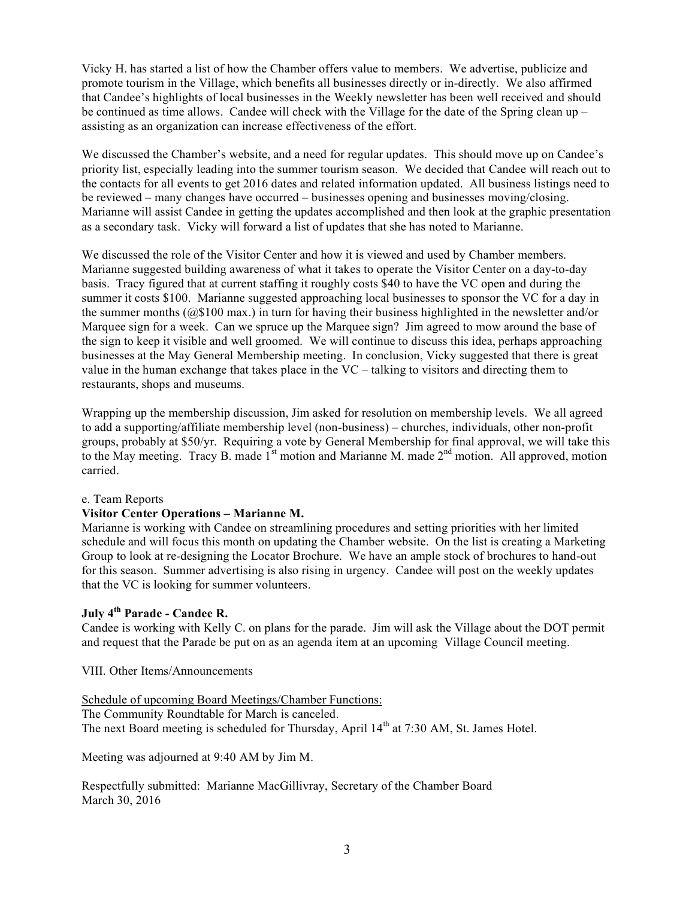Vicky H. has started a list of how the Chamber offers value to members. We advertise, publicize and promote tourism in the Village, which benefits all businesses directly or in-directly. We also affirmed that Candee's highlights of local businesses in the Weekly newsletter has been well received and should be continued as time allows. Candee will check with the Village for the date of the Spring clean up – assisting as an organization can increase effectiveness of the effort.

We discussed the Chamber's website, and a need for regular updates. This should move up on Candee's priority list, especially leading into the summer tourism season. We decided that Candee will reach out to the contacts for all events to get 2016 dates and related information updated. All business listings need to be reviewed – many changes have occurred – businesses opening and businesses moving/closing. Marianne will assist Candee in getting the updates accomplished and then look at the graphic presentation as a secondary task. Vicky will forward a list of updates that she has noted to Marianne.

We discussed the role of the Visitor Center and how it is viewed and used by Chamber members. Marianne suggested building awareness of what it takes to operate the Visitor Center on a day-to-day basis. Tracy figured that at current staffing it roughly costs $40 to have the VC open and during the summer it costs $100. Marianne suggested approaching local businesses to sponsor the VC for a day in the summer months (@$100 max.) in turn for having their business highlighted in the newsletter and/or Marquee sign for a week. Can we spruce up the Marquee sign? Jim agreed to mow around the base of the sign to keep it visible and well groomed. We will continue to discuss this idea, perhaps approaching businesses at the May General Membership meeting. In conclusion, Vicky suggested that there is great value in the human exchange that takes place in the VC – talking to visitors and directing them to restaurants, shops and museums.

Wrapping up the membership discussion, Jim asked for resolution on membership levels. We all agreed to add a supporting/affiliate membership level (non-business) – churches, individuals, other non-profit groups, probably at $50/yr. Requiring a vote by General Membership for final approval, we will take this to the May meeting. Tracy B. made 1st motion and Marianne M. made 2nd motion. All approved, motion carried.

e. Team Reports

**Visitor Center Operations – Marianne M.**

Marianne is working with Candee on streamlining procedures and setting priorities with her limited schedule and will focus this month on updating the Chamber website. On the list is creating a Marketing Group to look at re-designing the Locator Brochure. We have an ample stock of brochures to hand-out for this season. Summer advertising is also rising in urgency. Candee will post on the weekly updates that the VC is looking for summer volunteers.

**July 4th Parade - Candee R.**

Candee is working with Kelly C. on plans for the parade. Jim will ask the Village about the DOT permit and request that the Parade be put on as an agenda item at an upcoming Village Council meeting.

VIII. Other Items/Announcements

Schedule of upcoming Board Meetings/Chamber Functions:
The Community Roundtable for March is canceled.
The next Board meeting is scheduled for Thursday, April 14th at 7:30 AM, St. James Hotel.

Meeting was adjourned at 9:40 AM by Jim M.

Respectfully submitted: Marianne MacGillivray, Secretary of the Chamber Board
March 30, 2016